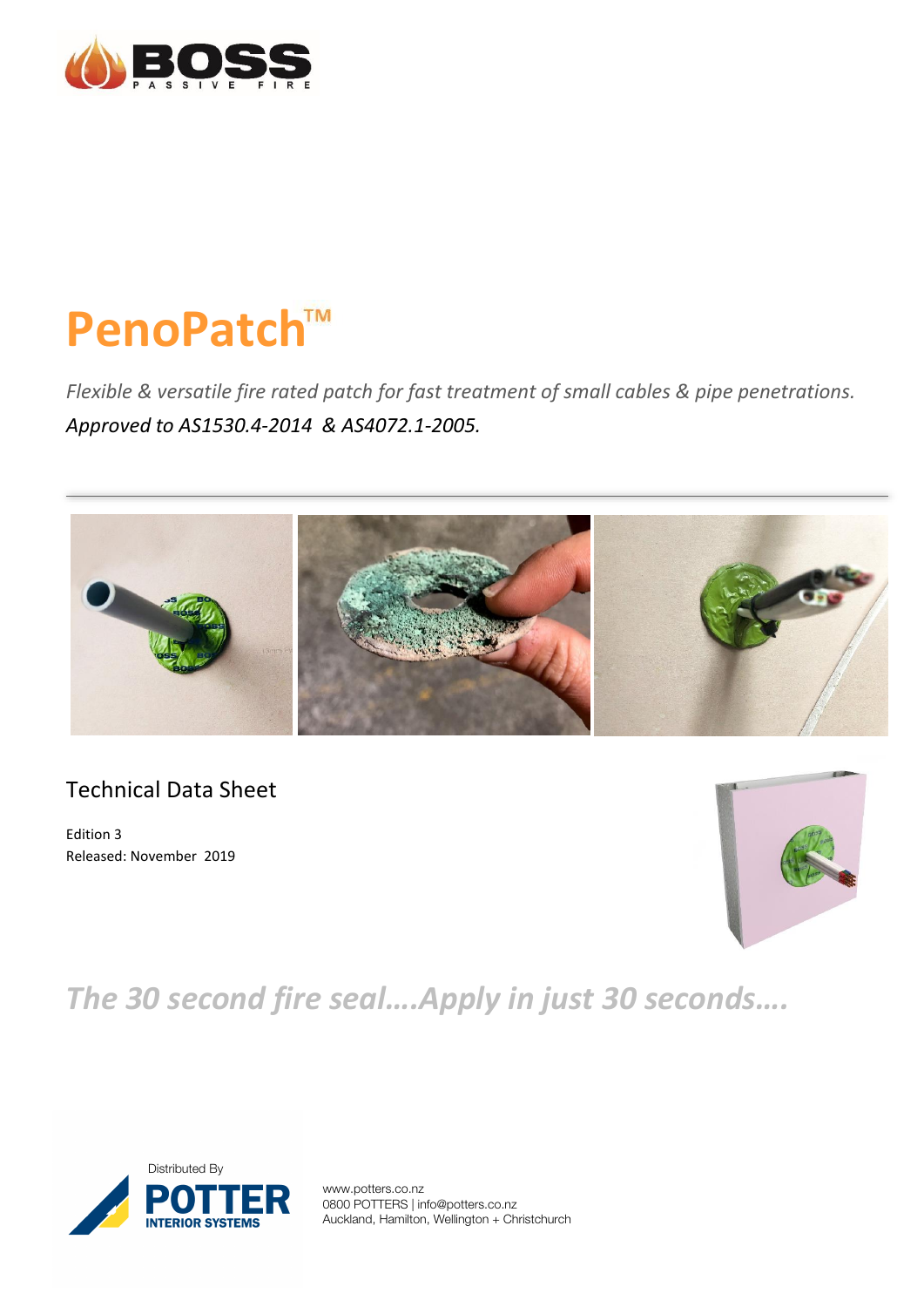BOSS PASSIVE FIRE

# PenoPatch™

*Flexible & versatile fire rated patch for fast treatment of small cables & pipe penetrations.*

*Approved to AS1530.4-2014 & AS4072.1-2005.*

---

## Technical Data Sheet

Edition 3
Released: November 2019

*The 30 second fire seal….Apply in just 30 seconds….*

Distributed By
POTTER INTERIOR SYSTEMS

www.potters.co.nz
0800 POTTERS | info@potters.co.nz
Auckland, Hamilton, Wellington + Christchurch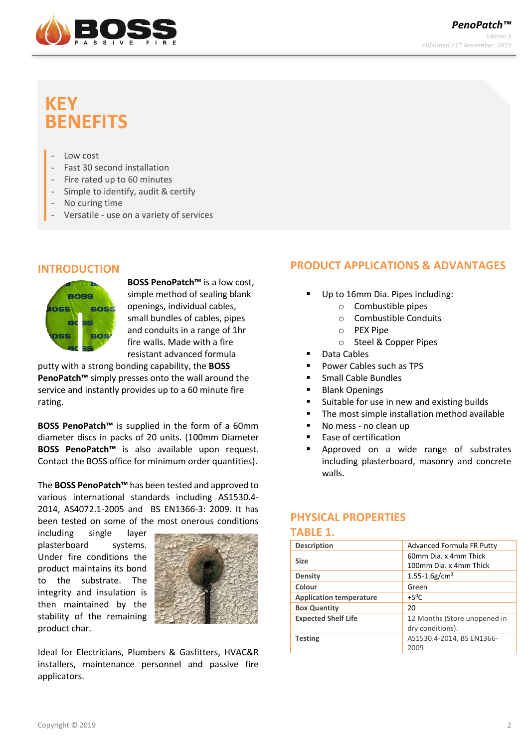# KEY BENEFITS

- Low cost
- Fast 30 second installation
- Fire rated up to 60 minutes
- Simple to identify, audit & certify
- No curing time
- Versatile - use on a variety of services

## INTRODUCTION

**BOSS PenoPatch™** is a low cost, simple method of sealing blank openings, individual cables, small bundles of cables, pipes and conduits in a range of 1hr fire walls. Made with a fire resistant advanced formula putty with a strong bonding capability, the **BOSS PenoPatch™** simply presses onto the wall around the service and instantly provides up to a 60 minute fire rating.

**BOSS PenoPatch™** is supplied in the form of a 60mm diameter discs in packs of 20 units. (100mm Diameter **BOSS PenoPatch™** is also available upon request. Contact the BOSS office for minimum order quantities).

The **BOSS PenoPatch™** has been tested and approved to various international standards including AS1530.4-2014, AS4072.1-2005 and BS EN1366-3: 2009. It has been tested on some of the most onerous conditions including single layer plasterboard systems. Under fire conditions the product maintains its bond to the substrate. The integrity and insulation is then maintained by the stability of the remaining product char.

Ideal for Electricians, Plumbers & Gasfitters, HVAC&R installers, maintenance personnel and passive fire applicators.

## PRODUCT APPLICATIONS & ADVANTAGES

- Up to 16mm Dia. Pipes including:
  - Combustible pipes
  - Combustible Conduits
  - PEX Pipe
  - Steel & Copper Pipes
- Data Cables
- Power Cables such as TPS
- Small Cable Bundles
- Blank Openings
- Suitable for use in new and existing builds
- The most simple installation method available
- No mess - no clean up
- Ease of certification
- Approved on a wide range of substrates including plasterboard, masonry and concrete walls.

## PHYSICAL PROPERTIES

## TABLE 1.

| Description | Advanced Formula FR Putty |
|---|---|
| Size | 60mm Dia. x 4mm Thick<br>100mm Dia. x 4mm Thick |
| Density | 1.55-1.6g/cm$^3$ |
| Colour | Green |
| Application temperature | +5$^0$C |
| Box Quantity | 20 |
| Expected Shelf Life | 12 Months (Store unopened in dry conditions). |
| Testing | AS1530.4-2014, BS EN1366-2009 |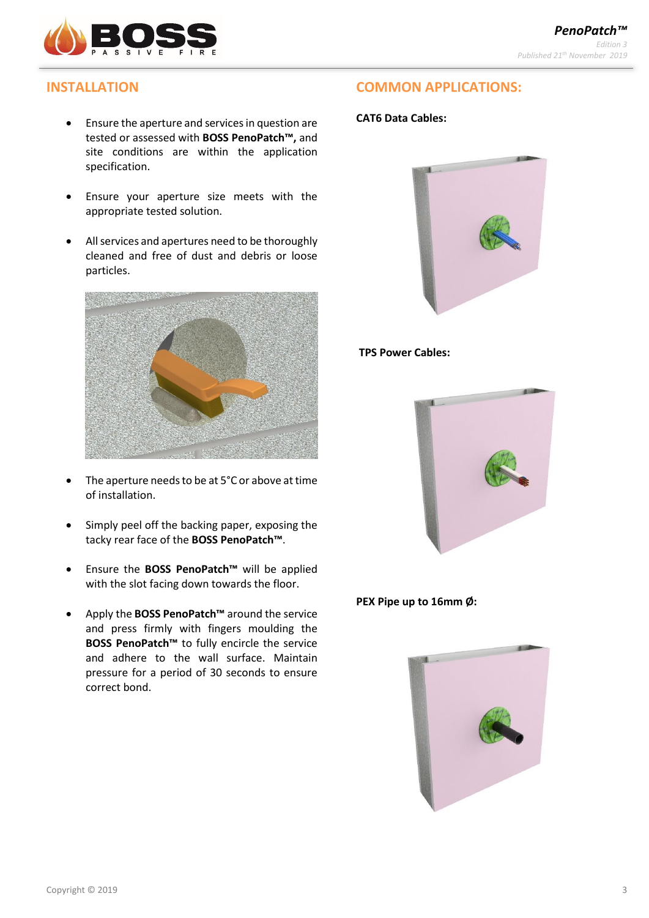## INSTALLATION

- Ensure the aperture and services in question are tested or assessed with **BOSS PenoPatch™,** and site conditions are within the application specification.
- Ensure your aperture size meets with the appropriate tested solution.
- All services and apertures need to be thoroughly cleaned and free of dust and debris or loose particles.
- The aperture needs to be at 5°C or above at time of installation.
- Simply peel off the backing paper, exposing the tacky rear face of the **BOSS PenoPatch™**.
- Ensure the **BOSS PenoPatch™** will be applied with the slot facing down towards the floor.
- Apply the **BOSS PenoPatch™** around the service and press firmly with fingers moulding the **BOSS PenoPatch™** to fully encircle the service and adhere to the wall surface. Maintain pressure for a period of 30 seconds to ensure correct bond.

## COMMON APPLICATIONS:

**CAT6 Data Cables:**

**TPS Power Cables:**

**PEX Pipe up to 16mm Ø:**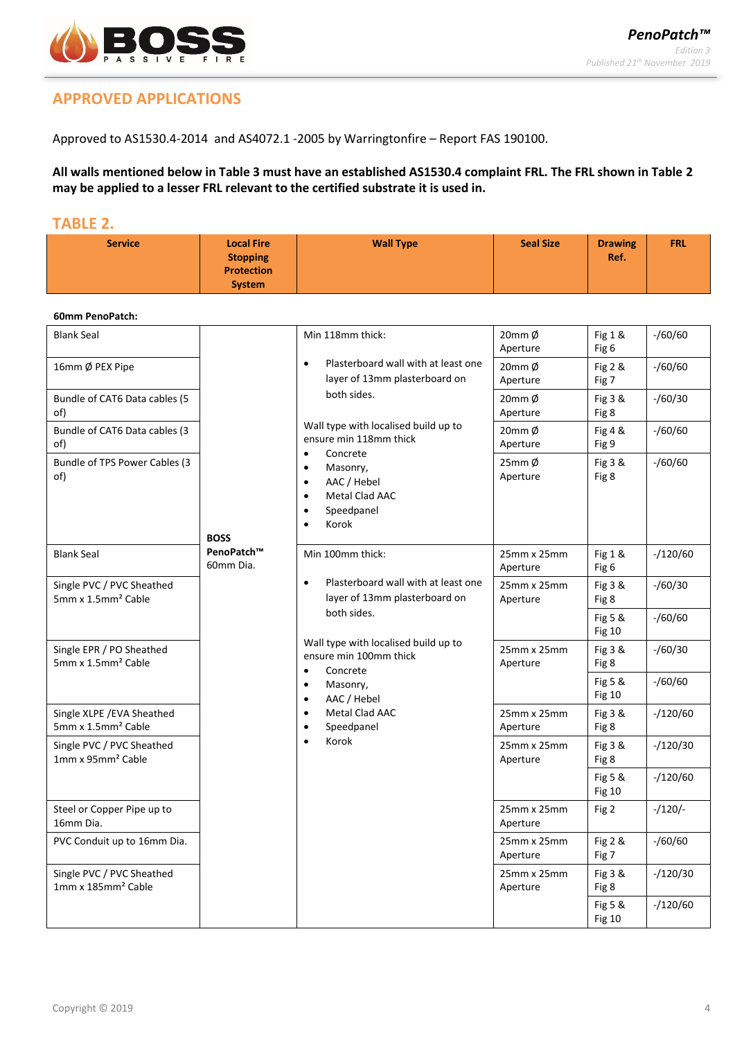## APPROVED APPLICATIONS

Approved to AS1530.4-2014 and AS4072.1 -2005 by Warringtonfire – Report FAS 190100.

**All walls mentioned below in Table 3 must have an established AS1530.4 complaint FRL. The FRL shown in Table 2 may be applied to a lesser FRL relevant to the certified substrate it is used in.**

## TABLE 2.

| Service | Local Fire Stopping Protection System | Wall Type | Seal Size | Drawing Ref. | FRL |
|---|---|---|---|---|---|
| **60mm PenoPatch:** | | | | | |
| Blank Seal | BOSS PenoPatch™ 60mm Dia. | Min 118mm thick: • Plasterboard wall with at least one layer of 13mm plasterboard on both sides. Wall type with localised build up to ensure min 118mm thick • Concrete • Masonry, • AAC / Hebel • Metal Clad AAC • Speedpanel • Korok | 20mm Ø Aperture | Fig 1 & Fig 6 | -/60/60 |
| 16mm Ø PEX Pipe | | | 20mm Ø Aperture | Fig 2 & Fig 7 | -/60/60 |
| Bundle of CAT6 Data cables (5 of) | | | 20mm Ø Aperture | Fig 3 & Fig 8 | -/60/30 |
| Bundle of CAT6 Data cables (3 of) | | | 20mm Ø Aperture | Fig 4 & Fig 9 | -/60/60 |
| Bundle of TPS Power Cables (3 of) | | | 25mm Ø Aperture | Fig 3 & Fig 8 | -/60/60 |
| Blank Seal | | Min 100mm thick: • Plasterboard wall with at least one layer of 13mm plasterboard on both sides. Wall type with localised build up to ensure min 100mm thick • Concrete • Masonry, • AAC / Hebel • Metal Clad AAC • Speedpanel • Korok | 25mm x 25mm Aperture | Fig 1 & Fig 6 | -/120/60 |
| Single PVC / PVC Sheathed 5mm x 1.5mm² Cable | | | 25mm x 25mm Aperture | Fig 3 & Fig 8 | -/60/30 |
| | | | | Fig 5 & Fig 10 | -/60/60 |
| Single EPR / PO Sheathed 5mm x 1.5mm² Cable | | | 25mm x 25mm Aperture | Fig 3 & Fig 8 | -/60/30 |
| | | | | Fig 5 & Fig 10 | -/60/60 |
| Single XLPE /EVA Sheathed 5mm x 1.5mm² Cable | | | 25mm x 25mm Aperture | Fig 3 & Fig 8 | -/120/60 |
| Single PVC / PVC Sheathed 1mm x 95mm² Cable | | | 25mm x 25mm Aperture | Fig 3 & Fig 8 | -/120/30 |
| | | | | Fig 5 & Fig 10 | -/120/60 |
| Steel or Copper Pipe up to 16mm Dia. | | | 25mm x 25mm Aperture | Fig 2 | -/120/- |
| PVC Conduit up to 16mm Dia. | | | 25mm x 25mm Aperture | Fig 2 & Fig 7 | -/60/60 |
| Single PVC / PVC Sheathed 1mm x 185mm² Cable | | | 25mm x 25mm Aperture | Fig 3 & Fig 8 | -/120/30 |
| | | | | Fig 5 & Fig 10 | -/120/60 |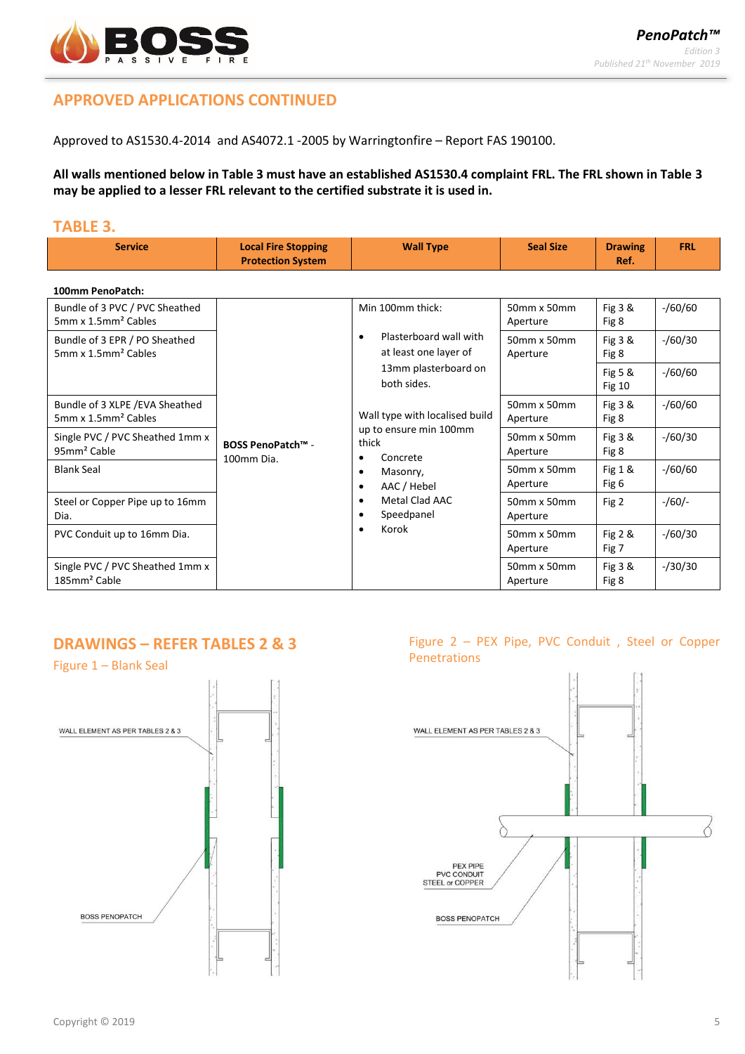## APPROVED APPLICATIONS CONTINUED

Approved to AS1530.4-2014 and AS4072.1 -2005 by Warringtonfire – Report FAS 190100.

**All walls mentioned below in Table 3 must have an established AS1530.4 complaint FRL. The FRL shown in Table 3 may be applied to a lesser FRL relevant to the certified substrate it is used in.**

## TABLE 3.

| Service | Local Fire Stopping Protection System | Wall Type | Seal Size | Drawing Ref. | FRL |
|---|---|---|---|---|---|
| **100mm PenoPatch:** | | | | | |
| Bundle of 3 PVC / PVC Sheathed 5mm x 1.5mm² Cables | **BOSS PenoPatch™** - 100mm Dia. | Min 100mm thick: • Plasterboard wall with at least one layer of 13mm plasterboard on both sides. Wall type with localised build up to ensure min 100mm thick • Concrete • Masonry, • AAC / Hebel • Metal Clad AAC • Speedpanel • Korok | 50mm x 50mm Aperture | Fig 3 & Fig 8 | -/60/60 |
| Bundle of 3 EPR / PO Sheathed 5mm x 1.5mm² Cables | | | 50mm x 50mm Aperture | Fig 3 & Fig 8 | -/60/30 |
| | | | | Fig 5 & Fig 10 | -/60/60 |
| Bundle of 3 XLPE /EVA Sheathed 5mm x 1.5mm² Cables | | | 50mm x 50mm Aperture | Fig 3 & Fig 8 | -/60/60 |
| Single PVC / PVC Sheathed 1mm x 95mm² Cable | | | 50mm x 50mm Aperture | Fig 3 & Fig 8 | -/60/30 |
| Blank Seal | | | 50mm x 50mm Aperture | Fig 1 & Fig 6 | -/60/60 |
| Steel or Copper Pipe up to 16mm Dia. | | | 50mm x 50mm Aperture | Fig 2 | -/60/- |
| PVC Conduit up to 16mm Dia. | | | 50mm x 50mm Aperture | Fig 2 & Fig 7 | -/60/30 |
| Single PVC / PVC Sheathed 1mm x 185mm² Cable | | | 50mm x 50mm Aperture | Fig 3 & Fig 8 | -/30/30 |

## DRAWINGS – REFER TABLES 2 & 3

Figure 1 – Blank Seal

WALL ELEMENT AS PER TABLES 2 & 3

BOSS PENOPATCH

Figure 2 – PEX Pipe, PVC Conduit , Steel or Copper Penetrations

WALL ELEMENT AS PER TABLES 2 & 3

PEX PIPE
PVC CONDUIT
STEEL or COPPER

BOSS PENOPATCH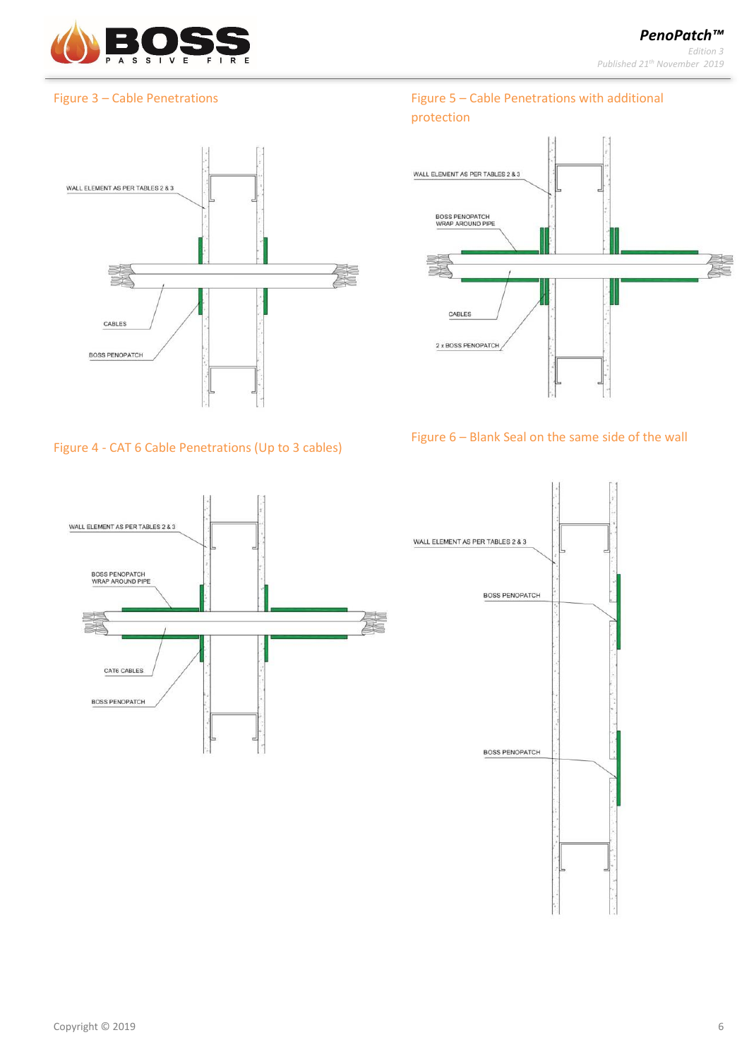Figure 3 – Cable Penetrations

WALL ELEMENT AS PER TABLES 2 & 3

CABLES

BOSS PENOPATCH

Figure 5 – Cable Penetrations with additional protection

WALL ELEMENT AS PER TABLES 2 & 3

BOSS PENOPATCH WRAP AROUND PIPE

CABLES

2 x BOSS PENOPATCH

Figure 4 - CAT 6 Cable Penetrations (Up to 3 cables)

WALL ELEMENT AS PER TABLES 2 & 3

BOSS PENOPATCH WRAP AROUND PIPE

CAT6 CABLES

BOSS PENOPATCH

Figure 6 – Blank Seal on the same side of the wall

WALL ELEMENT AS PER TABLES 2 & 3

BOSS PENOPATCH

BOSS PENOPATCH

Copyright © 2019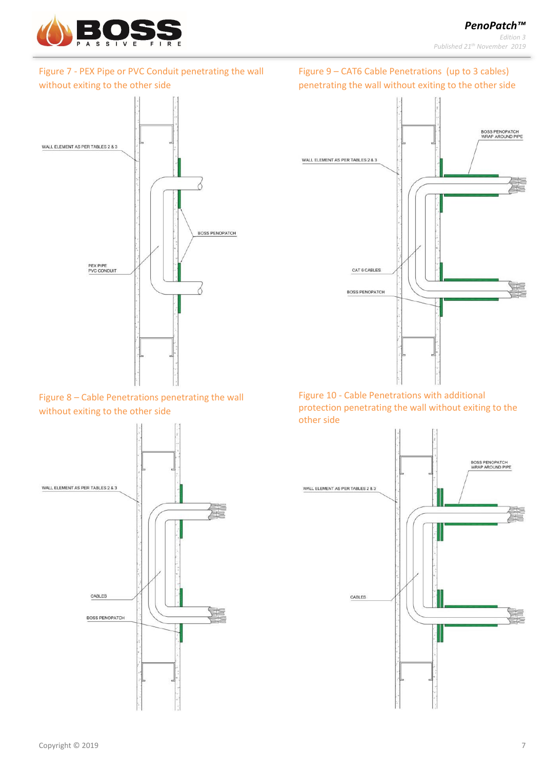Figure 7 - PEX Pipe or PVC Conduit penetrating the wall without exiting to the other side

WALL ELEMENT AS PER TABLES 2 & 3

BOSS PENOPATCH

PEX PIPE
PVC CONDUIT

Figure 9 – CAT6 Cable Penetrations (up to 3 cables) penetrating the wall without exiting to the other side

BOSS PENOPATCH
WRAP AROUND PIPE

WALL ELEMENT AS PER TABLES 2 & 3

CAT 6 CABLES

BOSS PENOPATCH

Figure 8 – Cable Penetrations penetrating the wall without exiting to the other side

WALL ELEMENT AS PER TABLES 2 & 3

CABLES

BOSS PENOPATCH

Figure 10 - Cable Penetrations with additional protection penetrating the wall without exiting to the other side

BOSS PENOPATCH
WRAP AROUND PIPE

WALL ELEMENT AS PER TABLES 2 & 3

CABLES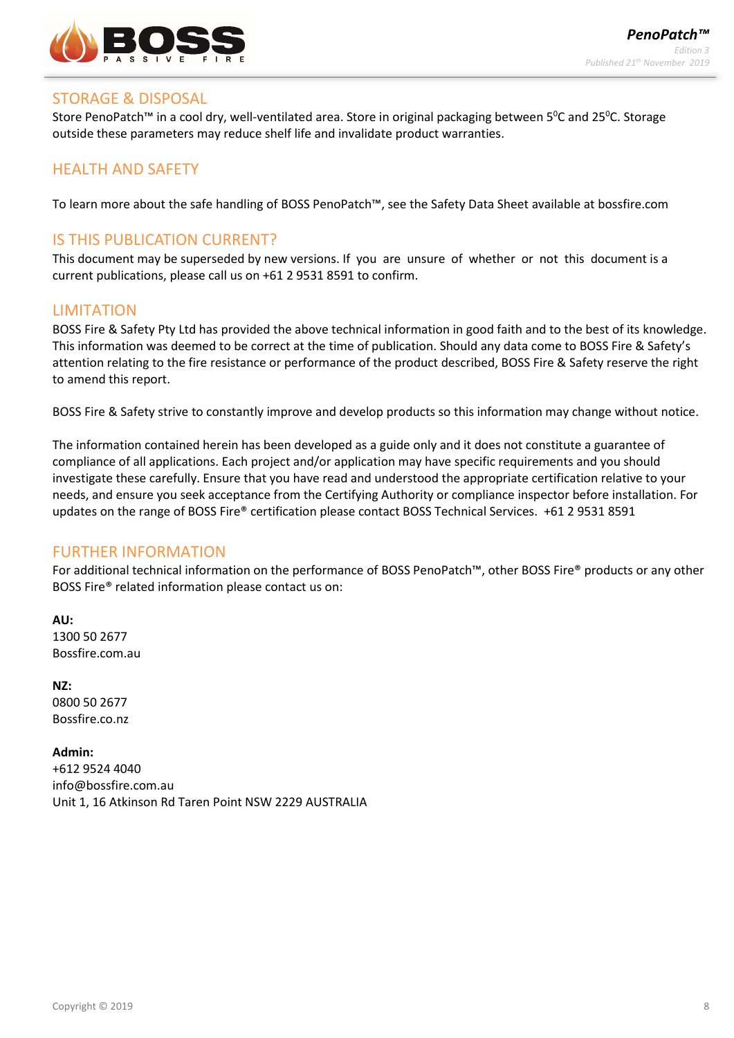## STORAGE & DISPOSAL

Store PenoPatch™ in a cool dry, well-ventilated area. Store in original packaging between 5$^0$C and 25$^0$C. Storage outside these parameters may reduce shelf life and invalidate product warranties.

## HEALTH AND SAFETY

To learn more about the safe handling of BOSS PenoPatch™, see the Safety Data Sheet available at bossfire.com

## IS THIS PUBLICATION CURRENT?

This document may be superseded by new versions. If you are unsure of whether or not this document is a current publications, please call us on +61 2 9531 8591 to confirm.

## LIMITATION

BOSS Fire & Safety Pty Ltd has provided the above technical information in good faith and to the best of its knowledge. This information was deemed to be correct at the time of publication. Should any data come to BOSS Fire & Safety's attention relating to the fire resistance or performance of the product described, BOSS Fire & Safety reserve the right to amend this report.

BOSS Fire & Safety strive to constantly improve and develop products so this information may change without notice.

The information contained herein has been developed as a guide only and it does not constitute a guarantee of compliance of all applications. Each project and/or application may have specific requirements and you should investigate these carefully. Ensure that you have read and understood the appropriate certification relative to your needs, and ensure you seek acceptance from the Certifying Authority or compliance inspector before installation. For updates on the range of BOSS Fire® certification please contact BOSS Technical Services. +61 2 9531 8591

## FURTHER INFORMATION

For additional technical information on the performance of BOSS PenoPatch™, other BOSS Fire® products or any other BOSS Fire® related information please contact us on:

**AU:**
1300 50 2677
Bossfire.com.au

**NZ:**
0800 50 2677
Bossfire.co.nz

**Admin:**
+612 9524 4040
info@bossfire.com.au
Unit 1, 16 Atkinson Rd Taren Point NSW 2229 AUSTRALIA